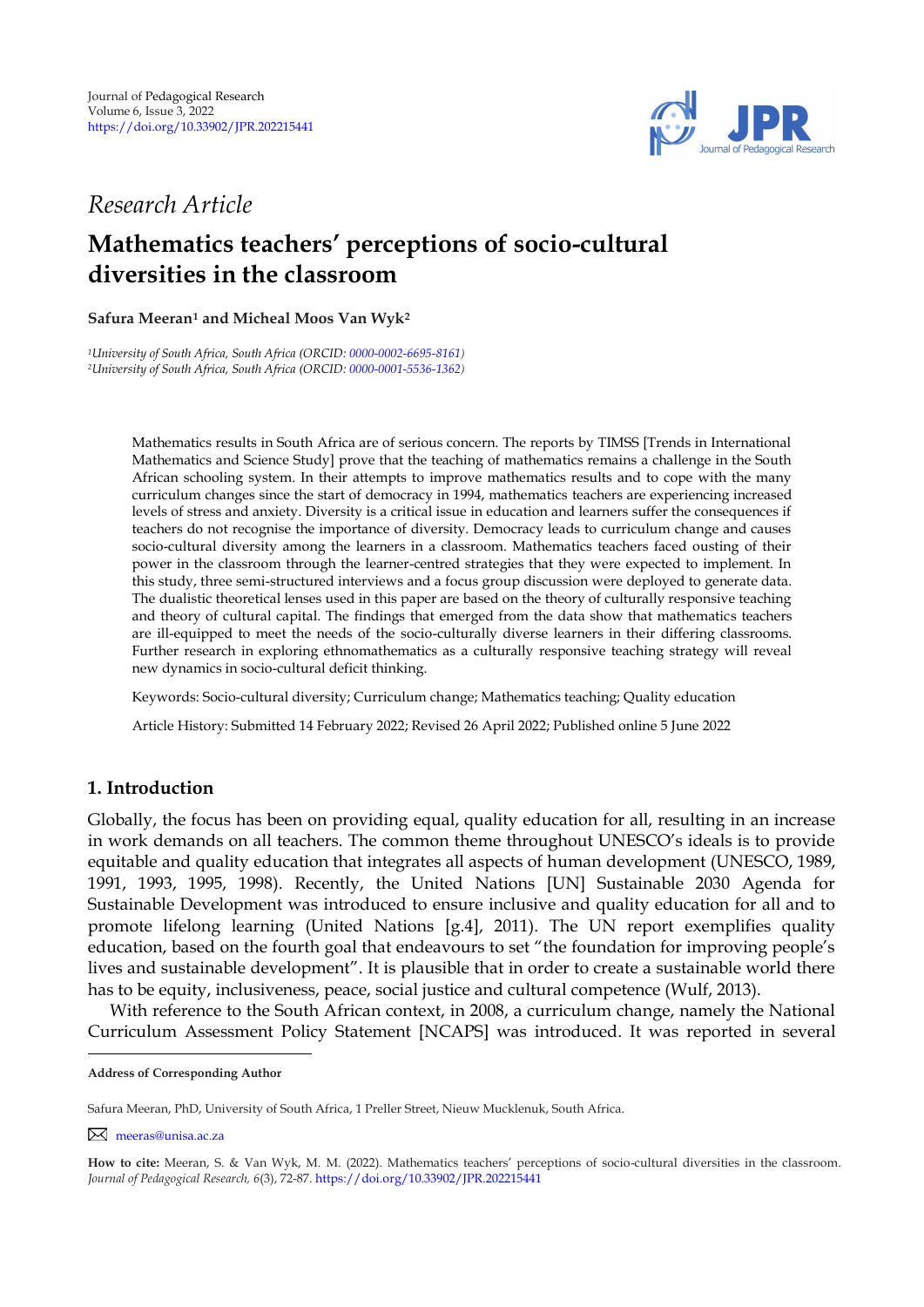*Research Article*

# Mathematics teachers' perceptions of socio-cultural diversities in the classroom

**Safura Meeran[1] and Micheal Moos Van Wyk[2]**

*[1]University of South Africa, South Africa (ORCID: 0000-0002-6695-8161)*
*[2]University of South Africa, South Africa (ORCID: 0000-0001-5536-1362)*

Mathematics results in South Africa are of serious concern. The reports by TIMSS [Trends in International Mathematics and Science Study] prove that the teaching of mathematics remains a challenge in the South African schooling system. In their attempts to improve mathematics results and to cope with the many curriculum changes since the start of democracy in 1994, mathematics teachers are experiencing increased levels of stress and anxiety. Diversity is a critical issue in education and learners suffer the consequences if teachers do not recognise the importance of diversity. Democracy leads to curriculum change and causes socio-cultural diversity among the learners in a classroom. Mathematics teachers faced ousting of their power in the classroom through the learner-centred strategies that they were expected to implement. In this study, three semi-structured interviews and a focus group discussion were deployed to generate data. The dualistic theoretical lenses used in this paper are based on the theory of culturally responsive teaching and theory of cultural capital. The findings that emerged from the data show that mathematics teachers are ill-equipped to meet the needs of the socio-culturally diverse learners in their differing classrooms. Further research in exploring ethnomathematics as a culturally responsive teaching strategy will reveal new dynamics in socio-cultural deficit thinking.

Keywords: Socio-cultural diversity; Curriculum change; Mathematics teaching; Quality education

Article History: Submitted 14 February 2022; Revised 26 April 2022; Published online 5 June 2022

## 1. Introduction

Globally, the focus has been on providing equal, quality education for all, resulting in an increase in work demands on all teachers. The common theme throughout UNESCO's ideals is to provide equitable and quality education that integrates all aspects of human development (UNESCO, 1989, 1991, 1993, 1995, 1998). Recently, the United Nations [UN] Sustainable 2030 Agenda for Sustainable Development was introduced to ensure inclusive and quality education for all and to promote lifelong learning (United Nations [g.4], 2011). The UN report exemplifies quality education, based on the fourth goal that endeavours to set "the foundation for improving people's lives and sustainable development". It is plausible that in order to create a sustainable world there has to be equity, inclusiveness, peace, social justice and cultural competence (Wulf, 2013).

With reference to the South African context, in 2008, a curriculum change, namely the National Curriculum Assessment Policy Statement [NCAPS] was introduced. It was reported in several

---

**Address of Corresponding Author**

Safura Meeran, PhD, University of South Africa, 1 Preller Street, Nieuw Mucklenuk, South Africa.

meeras@unisa.ac.za

**How to cite:** Meeran, S. & Van Wyk, M. M. (2022). Mathematics teachers' perceptions of socio-cultural diversities in the classroom. *Journal of Pedagogical Research, 6*(3), 72-87. https://doi.org/10.33902/JPR.202215441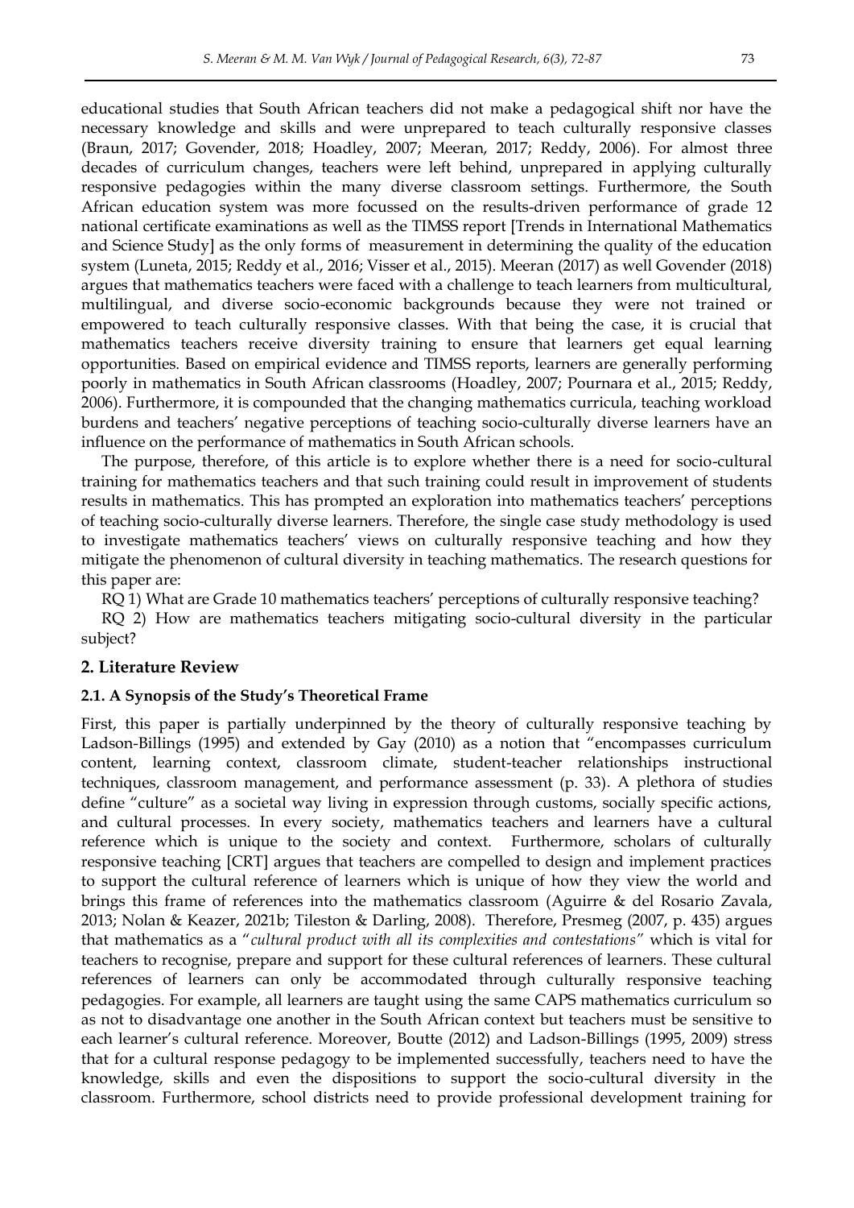educational studies that South African teachers did not make a pedagogical shift nor have the necessary knowledge and skills and were unprepared to teach culturally responsive classes (Braun, 2017; Govender, 2018; Hoadley, 2007; Meeran, 2017; Reddy, 2006). For almost three decades of curriculum changes, teachers were left behind, unprepared in applying culturally responsive pedagogies within the many diverse classroom settings. Furthermore, the South African education system was more focussed on the results-driven performance of grade 12 national certificate examinations as well as the TIMSS report [Trends in International Mathematics and Science Study] as the only forms of measurement in determining the quality of the education system (Luneta, 2015; Reddy et al., 2016; Visser et al., 2015). Meeran (2017) as well Govender (2018) argues that mathematics teachers were faced with a challenge to teach learners from multicultural, multilingual, and diverse socio-economic backgrounds because they were not trained or empowered to teach culturally responsive classes. With that being the case, it is crucial that mathematics teachers receive diversity training to ensure that learners get equal learning opportunities. Based on empirical evidence and TIMSS reports, learners are generally performing poorly in mathematics in South African classrooms (Hoadley, 2007; Pournara et al., 2015; Reddy, 2006). Furthermore, it is compounded that the changing mathematics curricula, teaching workload burdens and teachers' negative perceptions of teaching socio-culturally diverse learners have an influence on the performance of mathematics in South African schools.

The purpose, therefore, of this article is to explore whether there is a need for socio-cultural training for mathematics teachers and that such training could result in improvement of students results in mathematics. This has prompted an exploration into mathematics teachers' perceptions of teaching socio-culturally diverse learners. Therefore, the single case study methodology is used to investigate mathematics teachers' views on culturally responsive teaching and how they mitigate the phenomenon of cultural diversity in teaching mathematics. The research questions for this paper are:

RQ 1) What are Grade 10 mathematics teachers' perceptions of culturally responsive teaching?

RQ 2) How are mathematics teachers mitigating socio-cultural diversity in the particular subject?

## 2. Literature Review

### 2.1. A Synopsis of the Study's Theoretical Frame

First, this paper is partially underpinned by the theory of culturally responsive teaching by Ladson-Billings (1995) and extended by Gay (2010) as a notion that "encompasses curriculum content, learning context, classroom climate, student-teacher relationships instructional techniques, classroom management, and performance assessment (p. 33). A plethora of studies define "culture" as a societal way living in expression through customs, socially specific actions, and cultural processes. In every society, mathematics teachers and learners have a cultural reference which is unique to the society and context. Furthermore, scholars of culturally responsive teaching [CRT] argues that teachers are compelled to design and implement practices to support the cultural reference of learners which is unique of how they view the world and brings this frame of references into the mathematics classroom (Aguirre & del Rosario Zavala, 2013; Nolan & Keazer, 2021b; Tileston & Darling, 2008). Therefore, Presmeg (2007, p. 435) argues that mathematics as a "*cultural product with all its complexities and contestations*" which is vital for teachers to recognise, prepare and support for these cultural references of learners. These cultural references of learners can only be accommodated through culturally responsive teaching pedagogies. For example, all learners are taught using the same CAPS mathematics curriculum so as not to disadvantage one another in the South African context but teachers must be sensitive to each learner's cultural reference. Moreover, Boutte (2012) and Ladson-Billings (1995, 2009) stress that for a cultural response pedagogy to be implemented successfully, teachers need to have the knowledge, skills and even the dispositions to support the socio-cultural diversity in the classroom. Furthermore, school districts need to provide professional development training for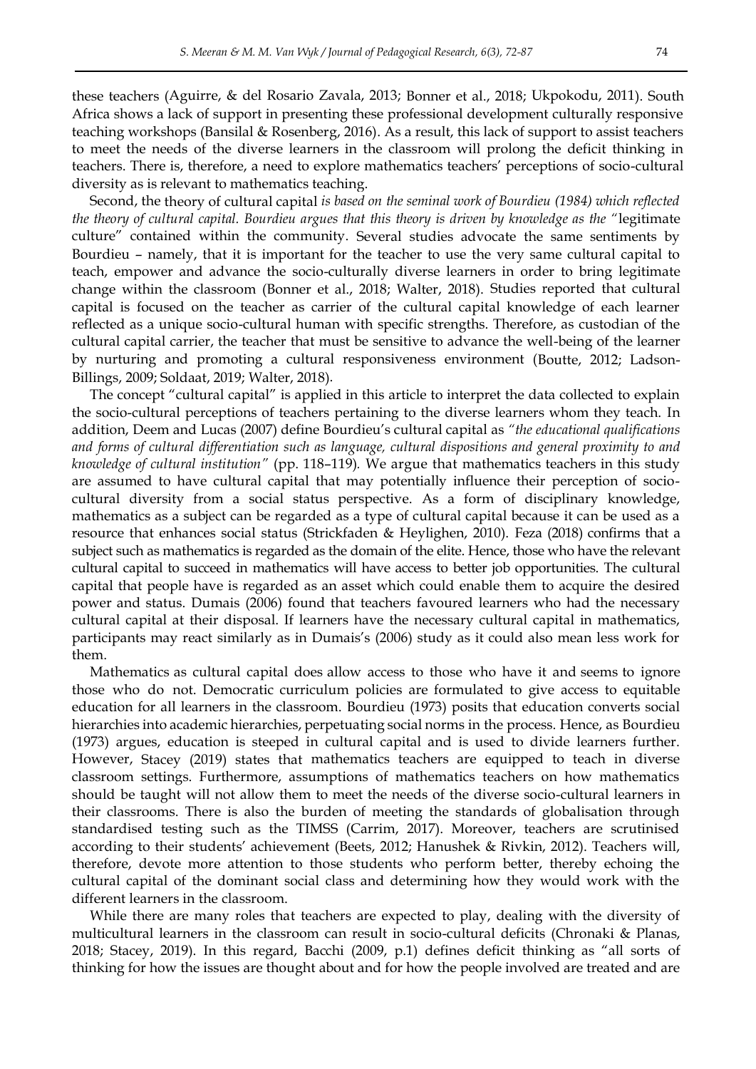these teachers (Aguirre, & del Rosario Zavala, 2013; Bonner et al., 2018; Ukpokodu, 2011). South Africa shows a lack of support in presenting these professional development culturally responsive teaching workshops (Bansilal & Rosenberg, 2016). As a result, this lack of support to assist teachers to meet the needs of the diverse learners in the classroom will prolong the deficit thinking in teachers. There is, therefore, a need to explore mathematics teachers' perceptions of socio-cultural diversity as is relevant to mathematics teaching.

Second, the theory of cultural capital *is based on the seminal work of Bourdieu (1984) which reflected the theory of cultural capital. Bourdieu argues that this theory is driven by knowledge as the "*legitimate culture" contained within the community. Several studies advocate the same sentiments by Bourdieu – namely, that it is important for the teacher to use the very same cultural capital to teach, empower and advance the socio-culturally diverse learners in order to bring legitimate change within the classroom (Bonner et al., 2018; Walter, 2018). Studies reported that cultural capital is focused on the teacher as carrier of the cultural capital knowledge of each learner reflected as a unique socio-cultural human with specific strengths. Therefore, as custodian of the cultural capital carrier, the teacher that must be sensitive to advance the well-being of the learner by nurturing and promoting a cultural responsiveness environment (Boutte, 2012; Ladson-Billings, 2009; Soldaat, 2019; Walter, 2018).

The concept "cultural capital" is applied in this article to interpret the data collected to explain the socio-cultural perceptions of teachers pertaining to the diverse learners whom they teach. In addition, Deem and Lucas (2007) define Bourdieu's cultural capital as *"the educational qualifications and forms of cultural differentiation such as language, cultural dispositions and general proximity to and knowledge of cultural institution"* (pp. 118–119). We argue that mathematics teachers in this study are assumed to have cultural capital that may potentially influence their perception of socio-cultural diversity from a social status perspective. As a form of disciplinary knowledge, mathematics as a subject can be regarded as a type of cultural capital because it can be used as a resource that enhances social status (Strickfaden & Heylighen, 2010). Feza (2018) confirms that a subject such as mathematics is regarded as the domain of the elite. Hence, those who have the relevant cultural capital to succeed in mathematics will have access to better job opportunities. The cultural capital that people have is regarded as an asset which could enable them to acquire the desired power and status. Dumais (2006) found that teachers favoured learners who had the necessary cultural capital at their disposal. If learners have the necessary cultural capital in mathematics, participants may react similarly as in Dumais's (2006) study as it could also mean less work for them.

Mathematics as cultural capital does allow access to those who have it and seems to ignore those who do not. Democratic curriculum policies are formulated to give access to equitable education for all learners in the classroom. Bourdieu (1973) posits that education converts social hierarchies into academic hierarchies, perpetuating social norms in the process. Hence, as Bourdieu (1973) argues, education is steeped in cultural capital and is used to divide learners further. However, Stacey (2019) states that mathematics teachers are equipped to teach in diverse classroom settings. Furthermore, assumptions of mathematics teachers on how mathematics should be taught will not allow them to meet the needs of the diverse socio-cultural learners in their classrooms. There is also the burden of meeting the standards of globalisation through standardised testing such as the TIMSS (Carrim, 2017). Moreover, teachers are scrutinised according to their students' achievement (Beets, 2012; Hanushek & Rivkin, 2012). Teachers will, therefore, devote more attention to those students who perform better, thereby echoing the cultural capital of the dominant social class and determining how they would work with the different learners in the classroom.

While there are many roles that teachers are expected to play, dealing with the diversity of multicultural learners in the classroom can result in socio-cultural deficits (Chronaki & Planas, 2018; Stacey, 2019). In this regard, Bacchi (2009, p.1) defines deficit thinking as "all sorts of thinking for how the issues are thought about and for how the people involved are treated and are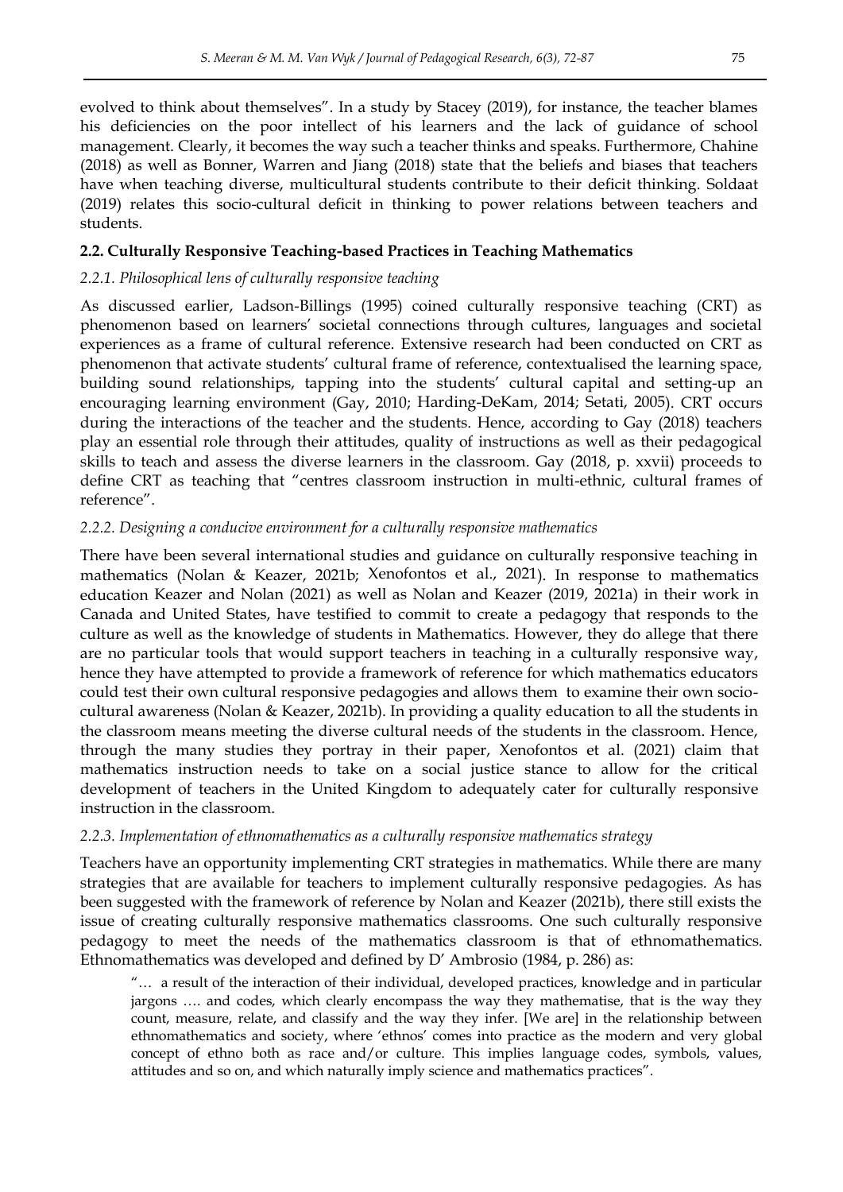evolved to think about themselves". In a study by Stacey (2019), for instance, the teacher blames his deficiencies on the poor intellect of his learners and the lack of guidance of school management. Clearly, it becomes the way such a teacher thinks and speaks. Furthermore, Chahine (2018) as well as Bonner, Warren and Jiang (2018) state that the beliefs and biases that teachers have when teaching diverse, multicultural students contribute to their deficit thinking. Soldaat (2019) relates this socio-cultural deficit in thinking to power relations between teachers and students.

### 2.2. Culturally Responsive Teaching-based Practices in Teaching Mathematics

#### *2.2.1. Philosophical lens of culturally responsive teaching*

As discussed earlier, Ladson-Billings (1995) coined culturally responsive teaching (CRT) as phenomenon based on learners' societal connections through cultures, languages and societal experiences as a frame of cultural reference. Extensive research had been conducted on CRT as phenomenon that activate students' cultural frame of reference, contextualised the learning space, building sound relationships, tapping into the students' cultural capital and setting-up an encouraging learning environment (Gay, 2010; Harding-DeKam, 2014; Setati, 2005). CRT occurs during the interactions of the teacher and the students. Hence, according to Gay (2018) teachers play an essential role through their attitudes, quality of instructions as well as their pedagogical skills to teach and assess the diverse learners in the classroom. Gay (2018, p. xxvii) proceeds to define CRT as teaching that "centres classroom instruction in multi-ethnic, cultural frames of reference".

#### *2.2.2. Designing a conducive environment for a culturally responsive mathematics*

There have been several international studies and guidance on culturally responsive teaching in mathematics (Nolan & Keazer, 2021b; Xenofontos et al., 2021). In response to mathematics education Keazer and Nolan (2021) as well as Nolan and Keazer (2019, 2021a) in their work in Canada and United States, have testified to commit to create a pedagogy that responds to the culture as well as the knowledge of students in Mathematics. However, they do allege that there are no particular tools that would support teachers in teaching in a culturally responsive way, hence they have attempted to provide a framework of reference for which mathematics educators could test their own cultural responsive pedagogies and allows them to examine their own socio-cultural awareness (Nolan & Keazer, 2021b). In providing a quality education to all the students in the classroom means meeting the diverse cultural needs of the students in the classroom. Hence, through the many studies they portray in their paper, Xenofontos et al. (2021) claim that mathematics instruction needs to take on a social justice stance to allow for the critical development of teachers in the United Kingdom to adequately cater for culturally responsive instruction in the classroom.

#### *2.2.3. Implementation of ethnomathematics as a culturally responsive mathematics strategy*

Teachers have an opportunity implementing CRT strategies in mathematics. While there are many strategies that are available for teachers to implement culturally responsive pedagogies. As has been suggested with the framework of reference by Nolan and Keazer (2021b), there still exists the issue of creating culturally responsive mathematics classrooms. One such culturally responsive pedagogy to meet the needs of the mathematics classroom is that of ethnomathematics. Ethnomathematics was developed and defined by D' Ambrosio (1984, p. 286) as:

> "… a result of the interaction of their individual, developed practices, knowledge and in particular jargons …. and codes, which clearly encompass the way they mathematise, that is the way they count, measure, relate, and classify and the way they infer. [We are] in the relationship between ethnomathematics and society, where 'ethnos' comes into practice as the modern and very global concept of ethno both as race and/or culture. This implies language codes, symbols, values, attitudes and so on, and which naturally imply science and mathematics practices".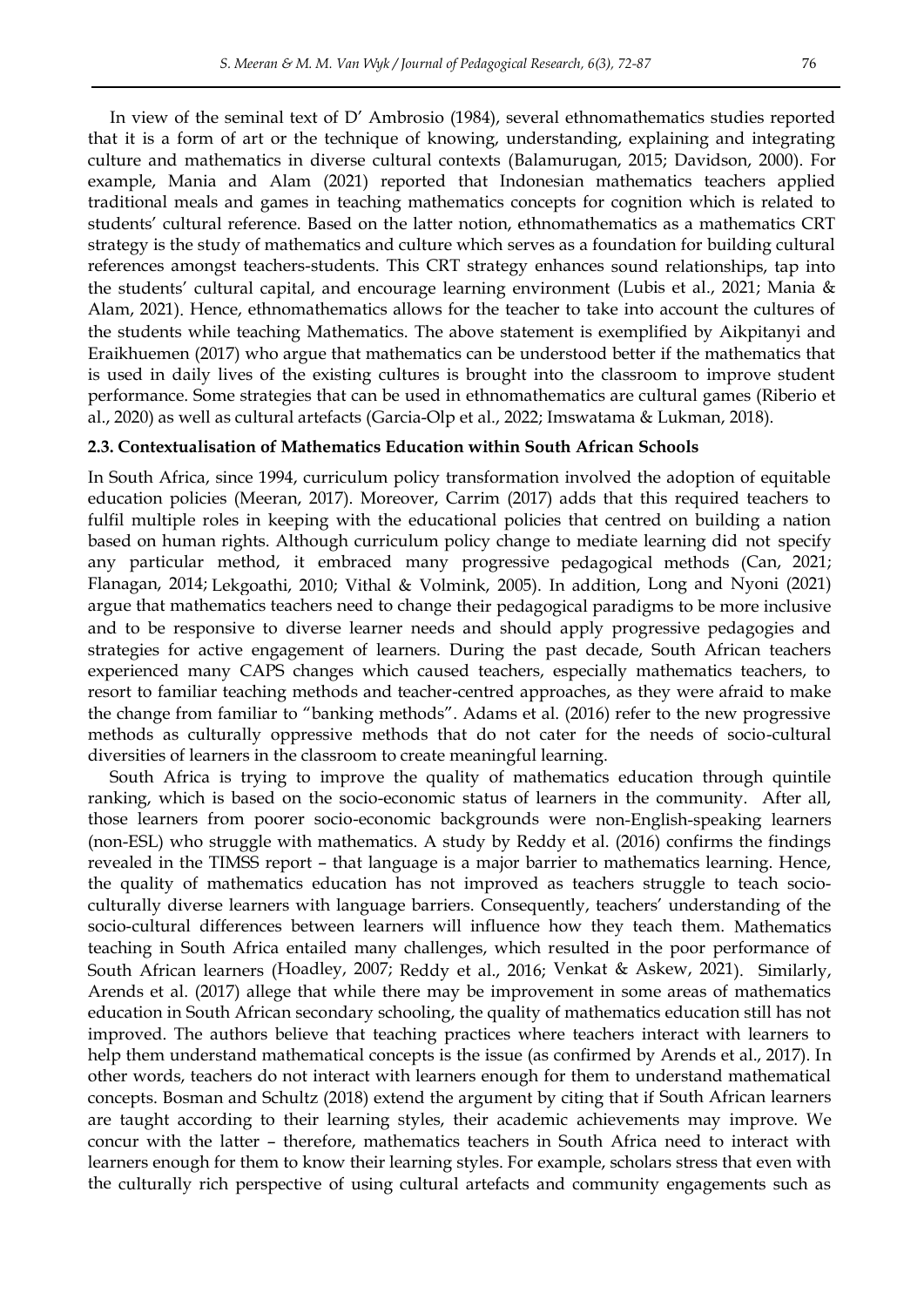In view of the seminal text of D' Ambrosio (1984), several ethnomathematics studies reported that it is a form of art or the technique of knowing, understanding, explaining and integrating culture and mathematics in diverse cultural contexts (Balamurugan, 2015; Davidson, 2000). For example, Mania and Alam (2021) reported that Indonesian mathematics teachers applied traditional meals and games in teaching mathematics concepts for cognition which is related to students' cultural reference. Based on the latter notion, ethnomathematics as a mathematics CRT strategy is the study of mathematics and culture which serves as a foundation for building cultural references amongst teachers-students. This CRT strategy enhances sound relationships, tap into the students' cultural capital, and encourage learning environment (Lubis et al., 2021; Mania & Alam, 2021). Hence, ethnomathematics allows for the teacher to take into account the cultures of the students while teaching Mathematics. The above statement is exemplified by Aikpitanyi and Eraikhuemen (2017) who argue that mathematics can be understood better if the mathematics that is used in daily lives of the existing cultures is brought into the classroom to improve student performance. Some strategies that can be used in ethnomathematics are cultural games (Riberio et al., 2020) as well as cultural artefacts (Garcia-Olp et al., 2022; Imswatama & Lukman, 2018).

### 2.3. Contextualisation of Mathematics Education within South African Schools

In South Africa, since 1994, curriculum policy transformation involved the adoption of equitable education policies (Meeran, 2017). Moreover, Carrim (2017) adds that this required teachers to fulfil multiple roles in keeping with the educational policies that centred on building a nation based on human rights. Although curriculum policy change to mediate learning did not specify any particular method, it embraced many progressive pedagogical methods (Can, 2021; Flanagan, 2014; Lekgoathi, 2010; Vithal & Volmink, 2005). In addition, Long and Nyoni (2021) argue that mathematics teachers need to change their pedagogical paradigms to be more inclusive and to be responsive to diverse learner needs and should apply progressive pedagogies and strategies for active engagement of learners. During the past decade, South African teachers experienced many CAPS changes which caused teachers, especially mathematics teachers, to resort to familiar teaching methods and teacher-centred approaches, as they were afraid to make the change from familiar to "banking methods". Adams et al. (2016) refer to the new progressive methods as culturally oppressive methods that do not cater for the needs of socio-cultural diversities of learners in the classroom to create meaningful learning.

South Africa is trying to improve the quality of mathematics education through quintile ranking, which is based on the socio-economic status of learners in the community. After all, those learners from poorer socio-economic backgrounds were non-English-speaking learners (non-ESL) who struggle with mathematics. A study by Reddy et al. (2016) confirms the findings revealed in the TIMSS report – that language is a major barrier to mathematics learning. Hence, the quality of mathematics education has not improved as teachers struggle to teach socio-culturally diverse learners with language barriers. Consequently, teachers' understanding of the socio-cultural differences between learners will influence how they teach them. Mathematics teaching in South Africa entailed many challenges, which resulted in the poor performance of South African learners (Hoadley, 2007; Reddy et al., 2016; Venkat & Askew, 2021). Similarly, Arends et al. (2017) allege that while there may be improvement in some areas of mathematics education in South African secondary schooling, the quality of mathematics education still has not improved. The authors believe that teaching practices where teachers interact with learners to help them understand mathematical concepts is the issue (as confirmed by Arends et al., 2017). In other words, teachers do not interact with learners enough for them to understand mathematical concepts. Bosman and Schultz (2018) extend the argument by citing that if South African learners are taught according to their learning styles, their academic achievements may improve. We concur with the latter – therefore, mathematics teachers in South Africa need to interact with learners enough for them to know their learning styles. For example, scholars stress that even with the culturally rich perspective of using cultural artefacts and community engagements such as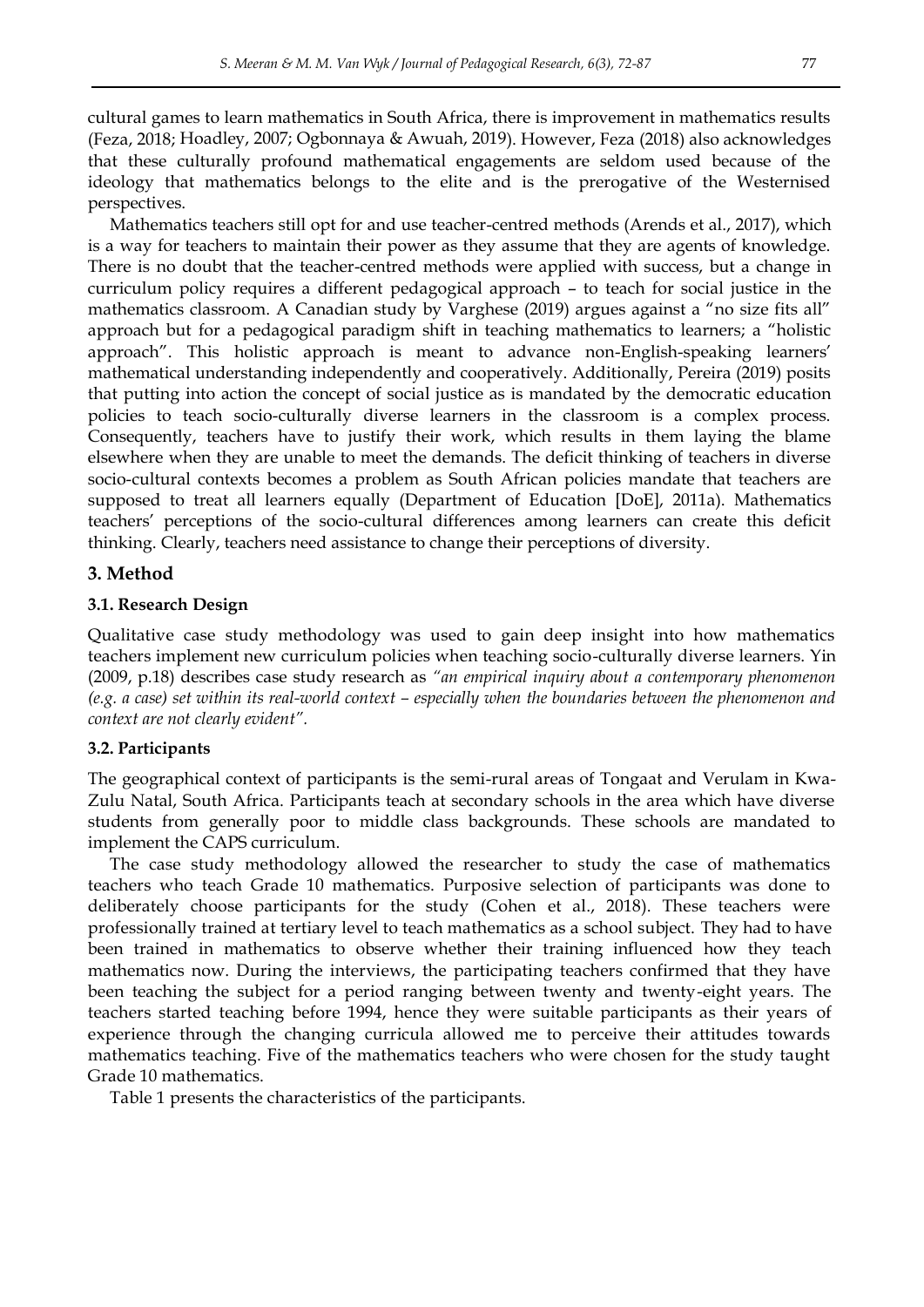cultural games to learn mathematics in South Africa, there is improvement in mathematics results (Feza, 2018; Hoadley, 2007; Ogbonnaya & Awuah, 2019). However, Feza (2018) also acknowledges that these culturally profound mathematical engagements are seldom used because of the ideology that mathematics belongs to the elite and is the prerogative of the Westernised perspectives.

Mathematics teachers still opt for and use teacher-centred methods (Arends et al., 2017), which is a way for teachers to maintain their power as they assume that they are agents of knowledge. There is no doubt that the teacher-centred methods were applied with success, but a change in curriculum policy requires a different pedagogical approach – to teach for social justice in the mathematics classroom. A Canadian study by Varghese (2019) argues against a "no size fits all" approach but for a pedagogical paradigm shift in teaching mathematics to learners; a "holistic approach". This holistic approach is meant to advance non-English-speaking learners' mathematical understanding independently and cooperatively. Additionally, Pereira (2019) posits that putting into action the concept of social justice as is mandated by the democratic education policies to teach socio-culturally diverse learners in the classroom is a complex process. Consequently, teachers have to justify their work, which results in them laying the blame elsewhere when they are unable to meet the demands. The deficit thinking of teachers in diverse socio-cultural contexts becomes a problem as South African policies mandate that teachers are supposed to treat all learners equally (Department of Education [DoE], 2011a). Mathematics teachers' perceptions of the socio-cultural differences among learners can create this deficit thinking. Clearly, teachers need assistance to change their perceptions of diversity.

## 3. Method

### 3.1. Research Design

Qualitative case study methodology was used to gain deep insight into how mathematics teachers implement new curriculum policies when teaching socio-culturally diverse learners. Yin (2009, p.18) describes case study research as *"an empirical inquiry about a contemporary phenomenon (e.g. a case) set within its real-world context – especially when the boundaries between the phenomenon and context are not clearly evident"*.

### 3.2. Participants

The geographical context of participants is the semi-rural areas of Tongaat and Verulam in Kwa-Zulu Natal, South Africa. Participants teach at secondary schools in the area which have diverse students from generally poor to middle class backgrounds. These schools are mandated to implement the CAPS curriculum.

The case study methodology allowed the researcher to study the case of mathematics teachers who teach Grade 10 mathematics. Purposive selection of participants was done to deliberately choose participants for the study (Cohen et al., 2018). These teachers were professionally trained at tertiary level to teach mathematics as a school subject. They had to have been trained in mathematics to observe whether their training influenced how they teach mathematics now. During the interviews, the participating teachers confirmed that they have been teaching the subject for a period ranging between twenty and twenty-eight years. The teachers started teaching before 1994, hence they were suitable participants as their years of experience through the changing curricula allowed me to perceive their attitudes towards mathematics teaching. Five of the mathematics teachers who were chosen for the study taught Grade 10 mathematics.

Table 1 presents the characteristics of the participants.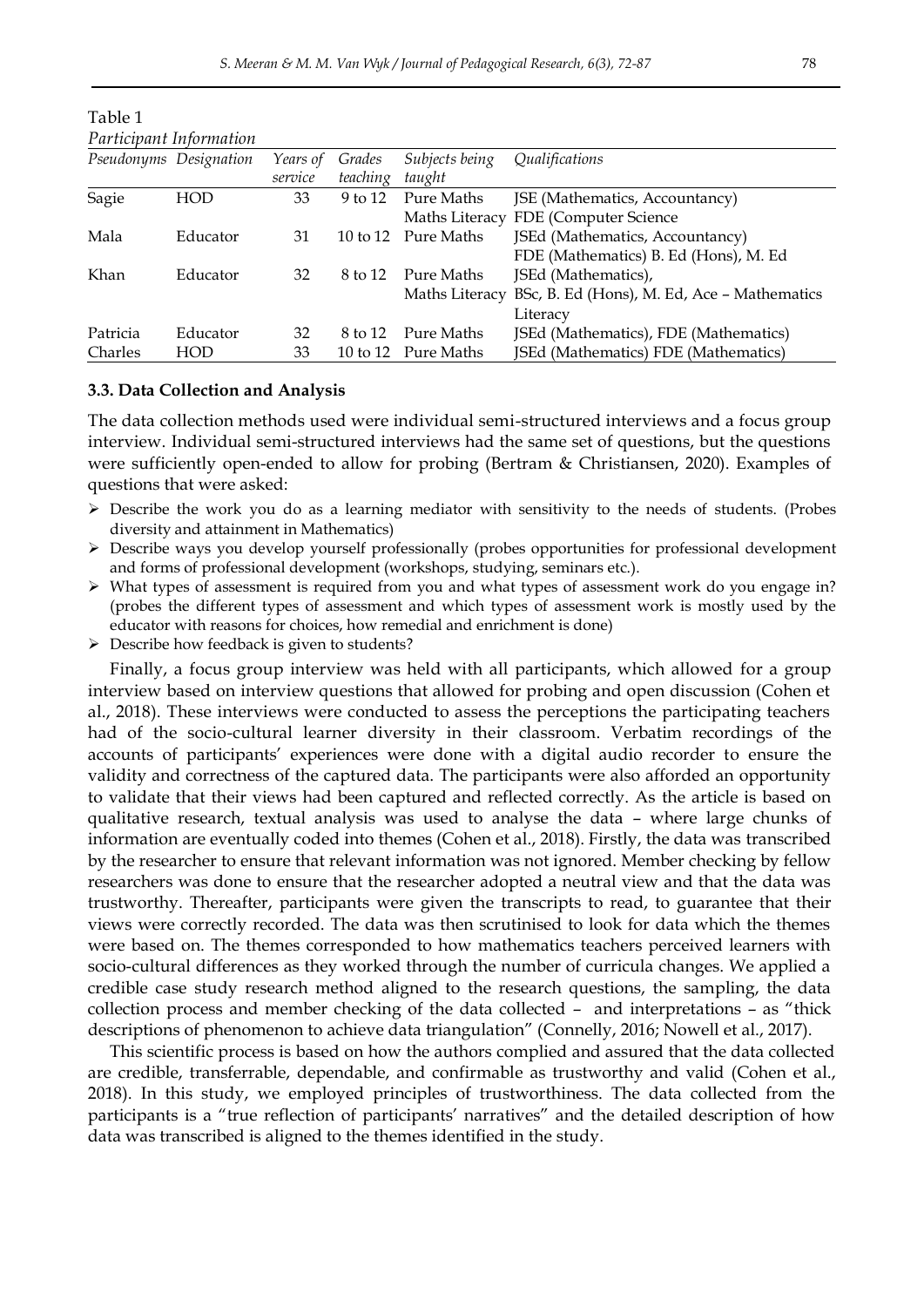Table 1
*Participant Information*

| *Pseudonyms* | *Designation* | *Years of service* | *Grades teaching* | *Subjects being taught* | *Qualifications* |
|---|---|---|---|---|---|
| Sagie | HOD | 33 | 9 to 12 | Pure Maths<br>Maths Literacy | JSE (Mathematics, Accountancy)<br>FDE (Computer Science |
| Mala | Educator | 31 | 10 to 12 | Pure Maths | JSEd (Mathematics, Accountancy)<br>FDE (Mathematics) B. Ed (Hons), M. Ed |
| Khan | Educator | 32 | 8 to 12 | Pure Maths<br>Maths Literacy | JSEd (Mathematics),<br>BSc, B. Ed (Hons), M. Ed, Ace – Mathematics Literacy |
| Patricia | Educator | 32 | 8 to 12 | Pure Maths | JSEd (Mathematics), FDE (Mathematics) |
| Charles | HOD | 33 | 10 to 12 | Pure Maths | JSEd (Mathematics) FDE (Mathematics) |

### 3.3. Data Collection and Analysis

The data collection methods used were individual semi-structured interviews and a focus group interview. Individual semi-structured interviews had the same set of questions, but the questions were sufficiently open-ended to allow for probing (Bertram & Christiansen, 2020). Examples of questions that were asked:

- Describe the work you do as a learning mediator with sensitivity to the needs of students. (Probes diversity and attainment in Mathematics)
- Describe ways you develop yourself professionally (probes opportunities for professional development and forms of professional development (workshops, studying, seminars etc.).
- What types of assessment is required from you and what types of assessment work do you engage in? (probes the different types of assessment and which types of assessment work is mostly used by the educator with reasons for choices, how remedial and enrichment is done)
- Describe how feedback is given to students?

Finally, a focus group interview was held with all participants, which allowed for a group interview based on interview questions that allowed for probing and open discussion (Cohen et al., 2018). These interviews were conducted to assess the perceptions the participating teachers had of the socio-cultural learner diversity in their classroom. Verbatim recordings of the accounts of participants' experiences were done with a digital audio recorder to ensure the validity and correctness of the captured data. The participants were also afforded an opportunity to validate that their views had been captured and reflected correctly. As the article is based on qualitative research, textual analysis was used to analyse the data – where large chunks of information are eventually coded into themes (Cohen et al., 2018). Firstly, the data was transcribed by the researcher to ensure that relevant information was not ignored. Member checking by fellow researchers was done to ensure that the researcher adopted a neutral view and that the data was trustworthy. Thereafter, participants were given the transcripts to read, to guarantee that their views were correctly recorded. The data was then scrutinised to look for data which the themes were based on. The themes corresponded to how mathematics teachers perceived learners with socio-cultural differences as they worked through the number of curricula changes. We applied a credible case study research method aligned to the research questions, the sampling, the data collection process and member checking of the data collected – and interpretations – as "thick descriptions of phenomenon to achieve data triangulation" (Connelly, 2016; Nowell et al., 2017).

This scientific process is based on how the authors complied and assured that the data collected are credible, transferrable, dependable, and confirmable as trustworthy and valid (Cohen et al., 2018). In this study, we employed principles of trustworthiness. The data collected from the participants is a "true reflection of participants' narratives" and the detailed description of how data was transcribed is aligned to the themes identified in the study.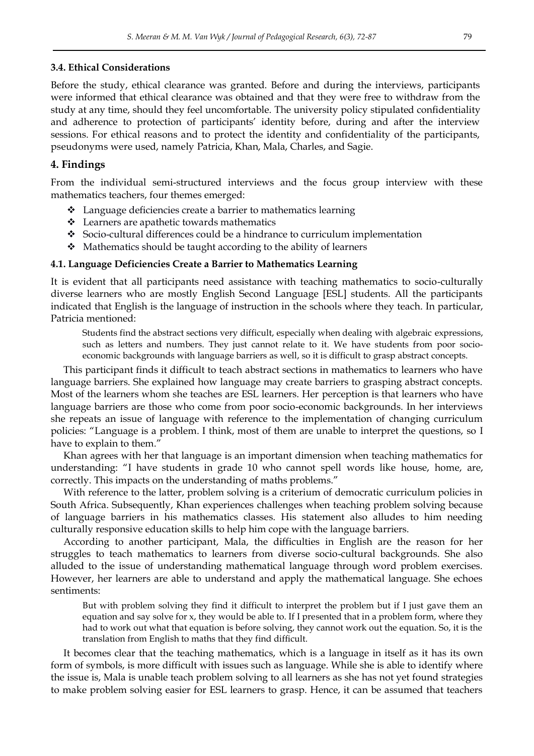### 3.4. Ethical Considerations

Before the study, ethical clearance was granted. Before and during the interviews, participants were informed that ethical clearance was obtained and that they were free to withdraw from the study at any time, should they feel uncomfortable. The university policy stipulated confidentiality and adherence to protection of participants' identity before, during and after the interview sessions. For ethical reasons and to protect the identity and confidentiality of the participants, pseudonyms were used, namely Patricia, Khan, Mala, Charles, and Sagie.

## 4. Findings

From the individual semi-structured interviews and the focus group interview with these mathematics teachers, four themes emerged:

- Language deficiencies create a barrier to mathematics learning
- Learners are apathetic towards mathematics
- Socio-cultural differences could be a hindrance to curriculum implementation
- Mathematics should be taught according to the ability of learners

### 4.1. Language Deficiencies Create a Barrier to Mathematics Learning

It is evident that all participants need assistance with teaching mathematics to socio-culturally diverse learners who are mostly English Second Language [ESL] students. All the participants indicated that English is the language of instruction in the schools where they teach. In particular, Patricia mentioned:

> Students find the abstract sections very difficult, especially when dealing with algebraic expressions, such as letters and numbers. They just cannot relate to it. We have students from poor socio-economic backgrounds with language barriers as well, so it is difficult to grasp abstract concepts.

This participant finds it difficult to teach abstract sections in mathematics to learners who have language barriers. She explained how language may create barriers to grasping abstract concepts. Most of the learners whom she teaches are ESL learners. Her perception is that learners who have language barriers are those who come from poor socio-economic backgrounds. In her interviews she repeats an issue of language with reference to the implementation of changing curriculum policies: "Language is a problem. I think, most of them are unable to interpret the questions, so I have to explain to them."

Khan agrees with her that language is an important dimension when teaching mathematics for understanding: "I have students in grade 10 who cannot spell words like house, home, are, correctly. This impacts on the understanding of maths problems."

With reference to the latter, problem solving is a criterium of democratic curriculum policies in South Africa. Subsequently, Khan experiences challenges when teaching problem solving because of language barriers in his mathematics classes. His statement also alludes to him needing culturally responsive education skills to help him cope with the language barriers.

According to another participant, Mala, the difficulties in English are the reason for her struggles to teach mathematics to learners from diverse socio-cultural backgrounds. She also alluded to the issue of understanding mathematical language through word problem exercises. However, her learners are able to understand and apply the mathematical language. She echoes sentiments:

> But with problem solving they find it difficult to interpret the problem but if I just gave them an equation and say solve for x, they would be able to. If I presented that in a problem form, where they had to work out what that equation is before solving, they cannot work out the equation. So, it is the translation from English to maths that they find difficult.

It becomes clear that the teaching mathematics, which is a language in itself as it has its own form of symbols, is more difficult with issues such as language. While she is able to identify where the issue is, Mala is unable teach problem solving to all learners as she has not yet found strategies to make problem solving easier for ESL learners to grasp. Hence, it can be assumed that teachers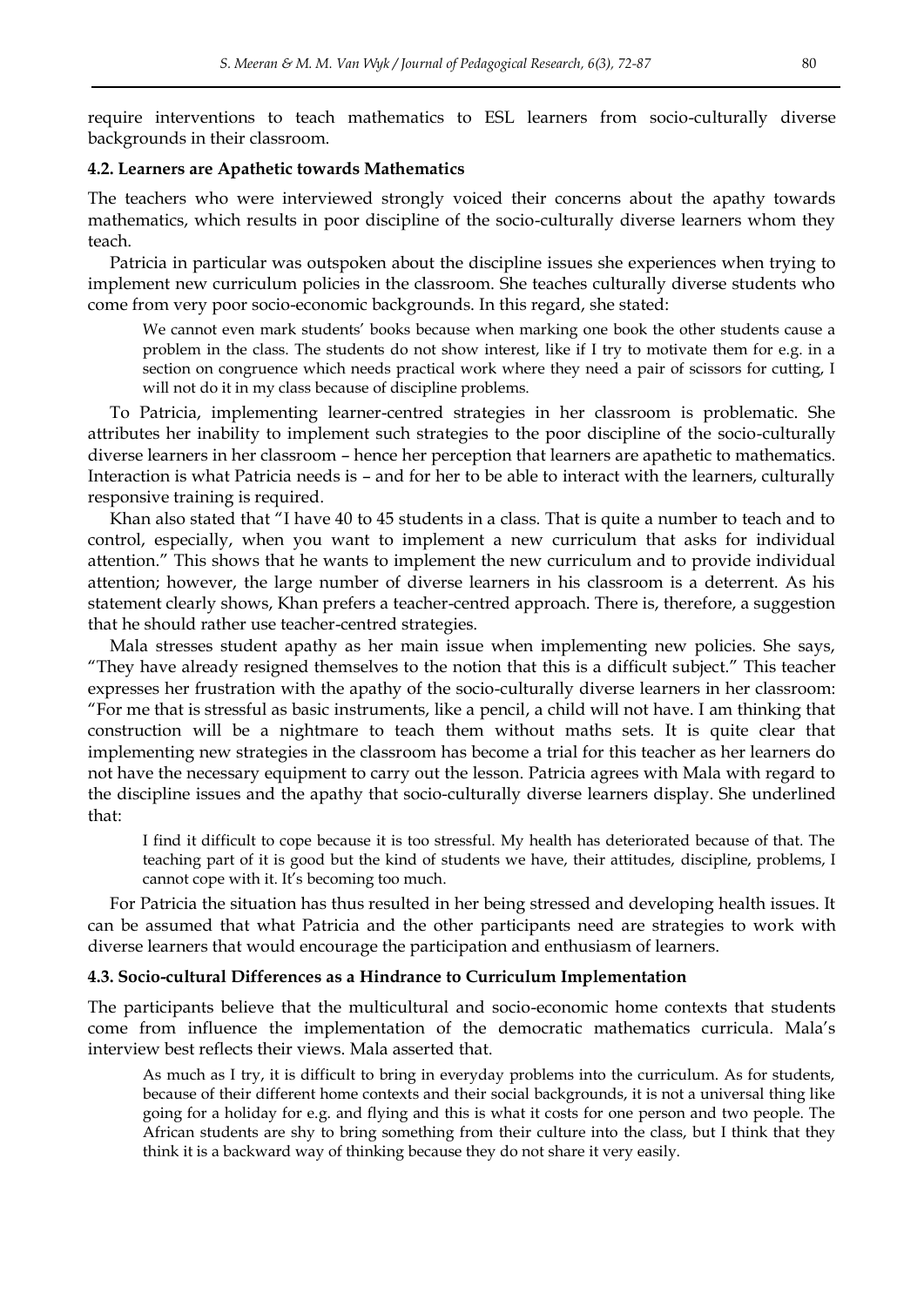require interventions to teach mathematics to ESL learners from socio-culturally diverse backgrounds in their classroom.

### 4.2. Learners are Apathetic towards Mathematics

The teachers who were interviewed strongly voiced their concerns about the apathy towards mathematics, which results in poor discipline of the socio-culturally diverse learners whom they teach.

Patricia in particular was outspoken about the discipline issues she experiences when trying to implement new curriculum policies in the classroom. She teaches culturally diverse students who come from very poor socio-economic backgrounds. In this regard, she stated:

> We cannot even mark students' books because when marking one book the other students cause a problem in the class. The students do not show interest, like if I try to motivate them for e.g. in a section on congruence which needs practical work where they need a pair of scissors for cutting, I will not do it in my class because of discipline problems.

To Patricia, implementing learner-centred strategies in her classroom is problematic. She attributes her inability to implement such strategies to the poor discipline of the socio-culturally diverse learners in her classroom – hence her perception that learners are apathetic to mathematics. Interaction is what Patricia needs is – and for her to be able to interact with the learners, culturally responsive training is required.

Khan also stated that "I have 40 to 45 students in a class. That is quite a number to teach and to control, especially, when you want to implement a new curriculum that asks for individual attention." This shows that he wants to implement the new curriculum and to provide individual attention; however, the large number of diverse learners in his classroom is a deterrent. As his statement clearly shows, Khan prefers a teacher-centred approach. There is, therefore, a suggestion that he should rather use teacher-centred strategies.

Mala stresses student apathy as her main issue when implementing new policies. She says, "They have already resigned themselves to the notion that this is a difficult subject." This teacher expresses her frustration with the apathy of the socio-culturally diverse learners in her classroom: "For me that is stressful as basic instruments, like a pencil, a child will not have. I am thinking that construction will be a nightmare to teach them without maths sets. It is quite clear that implementing new strategies in the classroom has become a trial for this teacher as her learners do not have the necessary equipment to carry out the lesson. Patricia agrees with Mala with regard to the discipline issues and the apathy that socio-culturally diverse learners display. She underlined that:

> I find it difficult to cope because it is too stressful. My health has deteriorated because of that. The teaching part of it is good but the kind of students we have, their attitudes, discipline, problems, I cannot cope with it. It's becoming too much.

For Patricia the situation has thus resulted in her being stressed and developing health issues. It can be assumed that what Patricia and the other participants need are strategies to work with diverse learners that would encourage the participation and enthusiasm of learners.

### 4.3. Socio-cultural Differences as a Hindrance to Curriculum Implementation

The participants believe that the multicultural and socio-economic home contexts that students come from influence the implementation of the democratic mathematics curricula. Mala's interview best reflects their views. Mala asserted that.

> As much as I try, it is difficult to bring in everyday problems into the curriculum. As for students, because of their different home contexts and their social backgrounds, it is not a universal thing like going for a holiday for e.g. and flying and this is what it costs for one person and two people. The African students are shy to bring something from their culture into the class, but I think that they think it is a backward way of thinking because they do not share it very easily.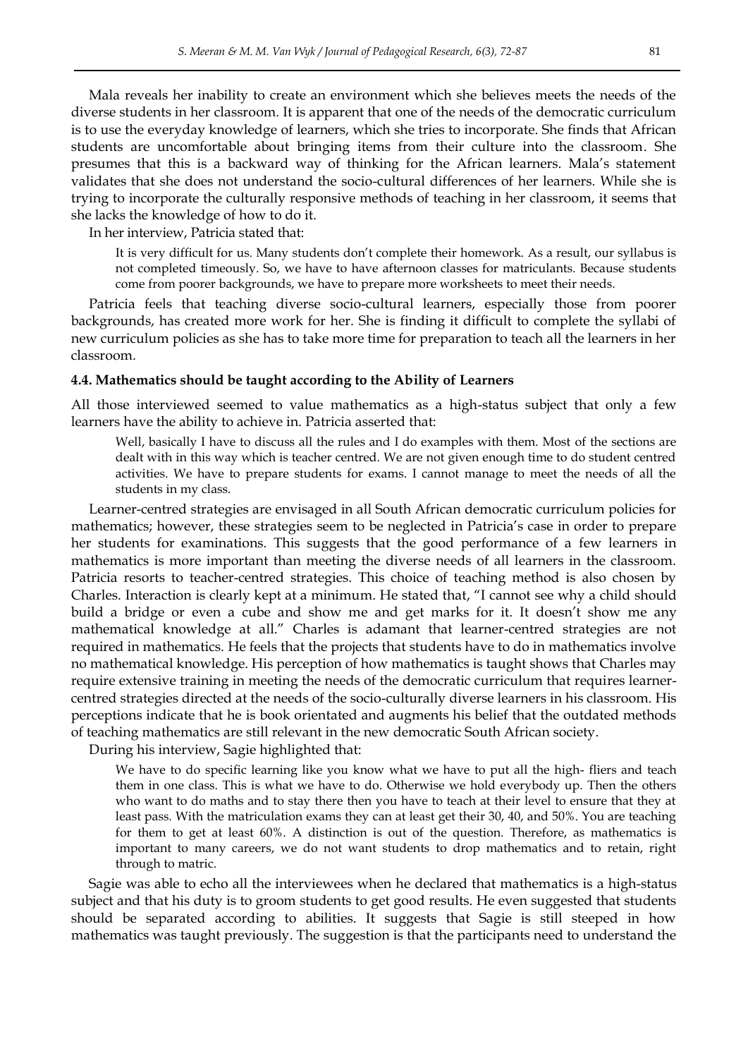Mala reveals her inability to create an environment which she believes meets the needs of the diverse students in her classroom. It is apparent that one of the needs of the democratic curriculum is to use the everyday knowledge of learners, which she tries to incorporate. She finds that African students are uncomfortable about bringing items from their culture into the classroom. She presumes that this is a backward way of thinking for the African learners. Mala's statement validates that she does not understand the socio-cultural differences of her learners. While she is trying to incorporate the culturally responsive methods of teaching in her classroom, it seems that she lacks the knowledge of how to do it.

In her interview, Patricia stated that:

> It is very difficult for us. Many students don't complete their homework. As a result, our syllabus is not completed timeously. So, we have to have afternoon classes for matriculants. Because students come from poorer backgrounds, we have to prepare more worksheets to meet their needs.

Patricia feels that teaching diverse socio-cultural learners, especially those from poorer backgrounds, has created more work for her. She is finding it difficult to complete the syllabi of new curriculum policies as she has to take more time for preparation to teach all the learners in her classroom.

### 4.4. Mathematics should be taught according to the Ability of Learners

All those interviewed seemed to value mathematics as a high-status subject that only a few learners have the ability to achieve in. Patricia asserted that:

> Well, basically I have to discuss all the rules and I do examples with them. Most of the sections are dealt with in this way which is teacher centred. We are not given enough time to do student centred activities. We have to prepare students for exams. I cannot manage to meet the needs of all the students in my class.

Learner-centred strategies are envisaged in all South African democratic curriculum policies for mathematics; however, these strategies seem to be neglected in Patricia's case in order to prepare her students for examinations. This suggests that the good performance of a few learners in mathematics is more important than meeting the diverse needs of all learners in the classroom. Patricia resorts to teacher-centred strategies. This choice of teaching method is also chosen by Charles. Interaction is clearly kept at a minimum. He stated that, "I cannot see why a child should build a bridge or even a cube and show me and get marks for it. It doesn't show me any mathematical knowledge at all." Charles is adamant that learner-centred strategies are not required in mathematics. He feels that the projects that students have to do in mathematics involve no mathematical knowledge. His perception of how mathematics is taught shows that Charles may require extensive training in meeting the needs of the democratic curriculum that requires learner-centred strategies directed at the needs of the socio-culturally diverse learners in his classroom. His perceptions indicate that he is book orientated and augments his belief that the outdated methods of teaching mathematics are still relevant in the new democratic South African society.

During his interview, Sagie highlighted that:

> We have to do specific learning like you know what we have to put all the high- fliers and teach them in one class. This is what we have to do. Otherwise we hold everybody up. Then the others who want to do maths and to stay there then you have to teach at their level to ensure that they at least pass. With the matriculation exams they can at least get their 30, 40, and 50%. You are teaching for them to get at least 60%. A distinction is out of the question. Therefore, as mathematics is important to many careers, we do not want students to drop mathematics and to retain, right through to matric.

Sagie was able to echo all the interviewees when he declared that mathematics is a high-status subject and that his duty is to groom students to get good results. He even suggested that students should be separated according to abilities. It suggests that Sagie is still steeped in how mathematics was taught previously. The suggestion is that the participants need to understand the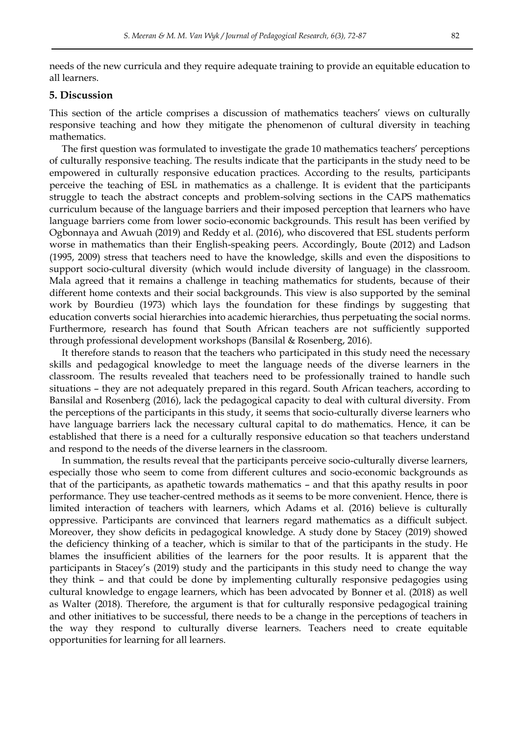needs of the new curricula and they require adequate training to provide an equitable education to all learners.

## 5. Discussion

This section of the article comprises a discussion of mathematics teachers' views on culturally responsive teaching and how they mitigate the phenomenon of cultural diversity in teaching mathematics.

The first question was formulated to investigate the grade 10 mathematics teachers' perceptions of culturally responsive teaching. The results indicate that the participants in the study need to be empowered in culturally responsive education practices. According to the results, participants perceive the teaching of ESL in mathematics as a challenge. It is evident that the participants struggle to teach the abstract concepts and problem-solving sections in the CAPS mathematics curriculum because of the language barriers and their imposed perception that learners who have language barriers come from lower socio-economic backgrounds. This result has been verified by Ogbonnaya and Awuah (2019) and Reddy et al. (2016), who discovered that ESL students perform worse in mathematics than their English-speaking peers. Accordingly, Boute (2012) and Ladson (1995, 2009) stress that teachers need to have the knowledge, skills and even the dispositions to support socio-cultural diversity (which would include diversity of language) in the classroom. Mala agreed that it remains a challenge in teaching mathematics for students, because of their different home contexts and their social backgrounds. This view is also supported by the seminal work by Bourdieu (1973) which lays the foundation for these findings by suggesting that education converts social hierarchies into academic hierarchies, thus perpetuating the social norms. Furthermore, research has found that South African teachers are not sufficiently supported through professional development workshops (Bansilal & Rosenberg, 2016).

It therefore stands to reason that the teachers who participated in this study need the necessary skills and pedagogical knowledge to meet the language needs of the diverse learners in the classroom. The results revealed that teachers need to be professionally trained to handle such situations – they are not adequately prepared in this regard. South African teachers, according to Bansilal and Rosenberg (2016), lack the pedagogical capacity to deal with cultural diversity. From the perceptions of the participants in this study, it seems that socio-culturally diverse learners who have language barriers lack the necessary cultural capital to do mathematics. Hence, it can be established that there is a need for a culturally responsive education so that teachers understand and respond to the needs of the diverse learners in the classroom.

In summation, the results reveal that the participants perceive socio-culturally diverse learners, especially those who seem to come from different cultures and socio-economic backgrounds as that of the participants, as apathetic towards mathematics – and that this apathy results in poor performance. They use teacher-centred methods as it seems to be more convenient. Hence, there is limited interaction of teachers with learners, which Adams et al. (2016) believe is culturally oppressive. Participants are convinced that learners regard mathematics as a difficult subject. Moreover, they show deficits in pedagogical knowledge. A study done by Stacey (2019) showed the deficiency thinking of a teacher, which is similar to that of the participants in the study. He blames the insufficient abilities of the learners for the poor results. It is apparent that the participants in Stacey's (2019) study and the participants in this study need to change the way they think – and that could be done by implementing culturally responsive pedagogies using cultural knowledge to engage learners, which has been advocated by Bonner et al. (2018) as well as Walter (2018). Therefore, the argument is that for culturally responsive pedagogical training and other initiatives to be successful, there needs to be a change in the perceptions of teachers in the way they respond to culturally diverse learners. Teachers need to create equitable opportunities for learning for all learners.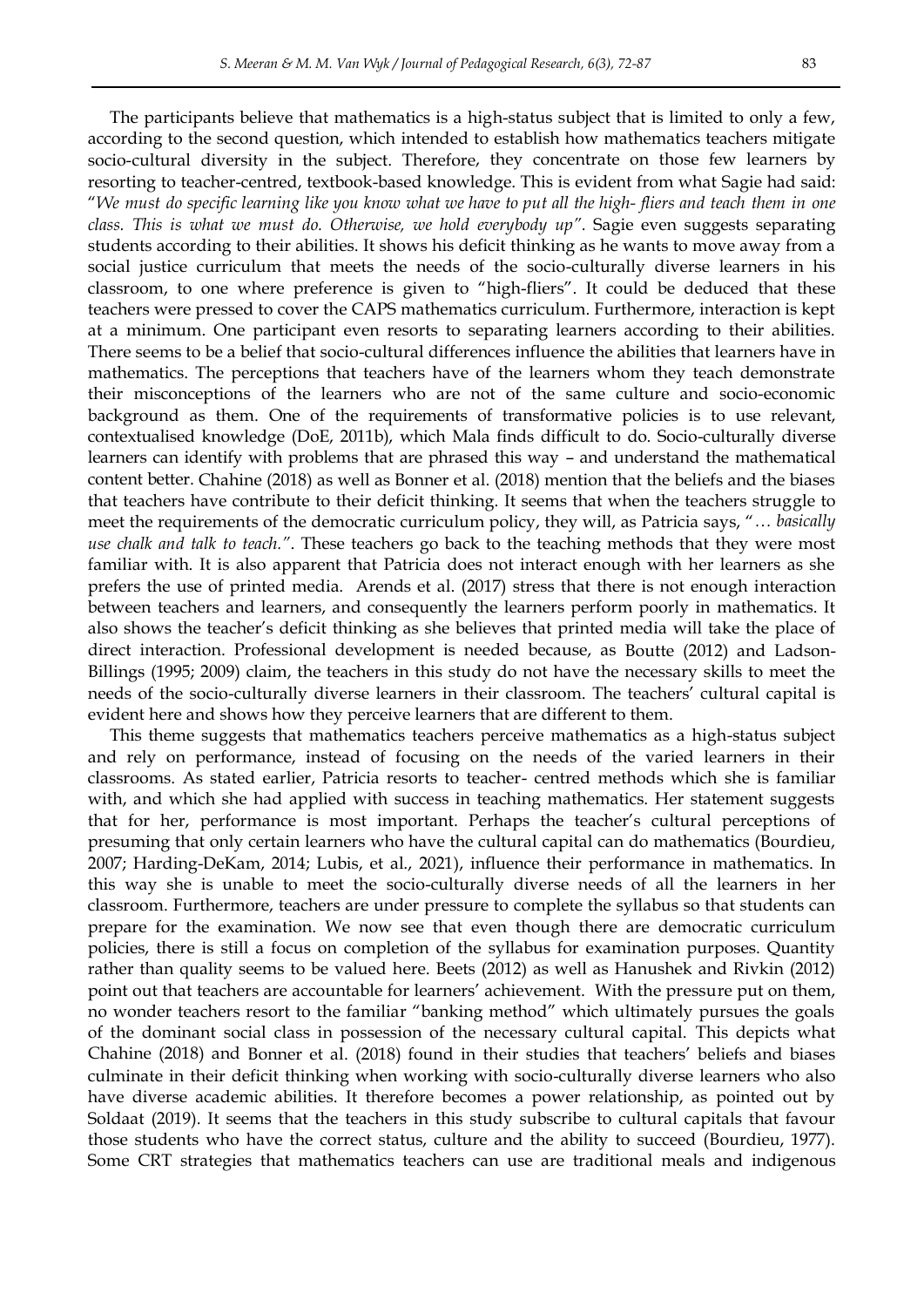The participants believe that mathematics is a high-status subject that is limited to only a few, according to the second question, which intended to establish how mathematics teachers mitigate socio-cultural diversity in the subject. Therefore, they concentrate on those few learners by resorting to teacher-centred, textbook-based knowledge. This is evident from what Sagie had said: "*We must do specific learning like you know what we have to put all the high- fliers and teach them in one class. This is what we must do. Otherwise, we hold everybody up"*. Sagie even suggests separating students according to their abilities. It shows his deficit thinking as he wants to move away from a social justice curriculum that meets the needs of the socio-culturally diverse learners in his classroom, to one where preference is given to "high-fliers". It could be deduced that these teachers were pressed to cover the CAPS mathematics curriculum. Furthermore, interaction is kept at a minimum. One participant even resorts to separating learners according to their abilities. There seems to be a belief that socio-cultural differences influence the abilities that learners have in mathematics. The perceptions that teachers have of the learners whom they teach demonstrate their misconceptions of the learners who are not of the same culture and socio-economic background as them. One of the requirements of transformative policies is to use relevant, contextualised knowledge (DoE, 2011b), which Mala finds difficult to do. Socio-culturally diverse learners can identify with problems that are phrased this way – and understand the mathematical content better. Chahine (2018) as well as Bonner et al. (2018) mention that the beliefs and the biases that teachers have contribute to their deficit thinking. It seems that when the teachers struggle to meet the requirements of the democratic curriculum policy, they will, as Patricia says, "*… basically use chalk and talk to teach."*. These teachers go back to the teaching methods that they were most familiar with. It is also apparent that Patricia does not interact enough with her learners as she prefers the use of printed media. Arends et al. (2017) stress that there is not enough interaction between teachers and learners, and consequently the learners perform poorly in mathematics. It also shows the teacher's deficit thinking as she believes that printed media will take the place of direct interaction. Professional development is needed because, as Boutte (2012) and Ladson-Billings (1995; 2009) claim, the teachers in this study do not have the necessary skills to meet the needs of the socio-culturally diverse learners in their classroom. The teachers' cultural capital is evident here and shows how they perceive learners that are different to them.

This theme suggests that mathematics teachers perceive mathematics as a high-status subject and rely on performance, instead of focusing on the needs of the varied learners in their classrooms. As stated earlier, Patricia resorts to teacher- centred methods which she is familiar with, and which she had applied with success in teaching mathematics. Her statement suggests that for her, performance is most important. Perhaps the teacher's cultural perceptions of presuming that only certain learners who have the cultural capital can do mathematics (Bourdieu, 2007; Harding-DeKam, 2014; Lubis, et al., 2021), influence their performance in mathematics. In this way she is unable to meet the socio-culturally diverse needs of all the learners in her classroom. Furthermore, teachers are under pressure to complete the syllabus so that students can prepare for the examination. We now see that even though there are democratic curriculum policies, there is still a focus on completion of the syllabus for examination purposes. Quantity rather than quality seems to be valued here. Beets (2012) as well as Hanushek and Rivkin (2012) point out that teachers are accountable for learners' achievement. With the pressure put on them, no wonder teachers resort to the familiar "banking method" which ultimately pursues the goals of the dominant social class in possession of the necessary cultural capital. This depicts what Chahine (2018) and Bonner et al. (2018) found in their studies that teachers' beliefs and biases culminate in their deficit thinking when working with socio-culturally diverse learners who also have diverse academic abilities. It therefore becomes a power relationship, as pointed out by Soldaat (2019). It seems that the teachers in this study subscribe to cultural capitals that favour those students who have the correct status, culture and the ability to succeed (Bourdieu, 1977). Some CRT strategies that mathematics teachers can use are traditional meals and indigenous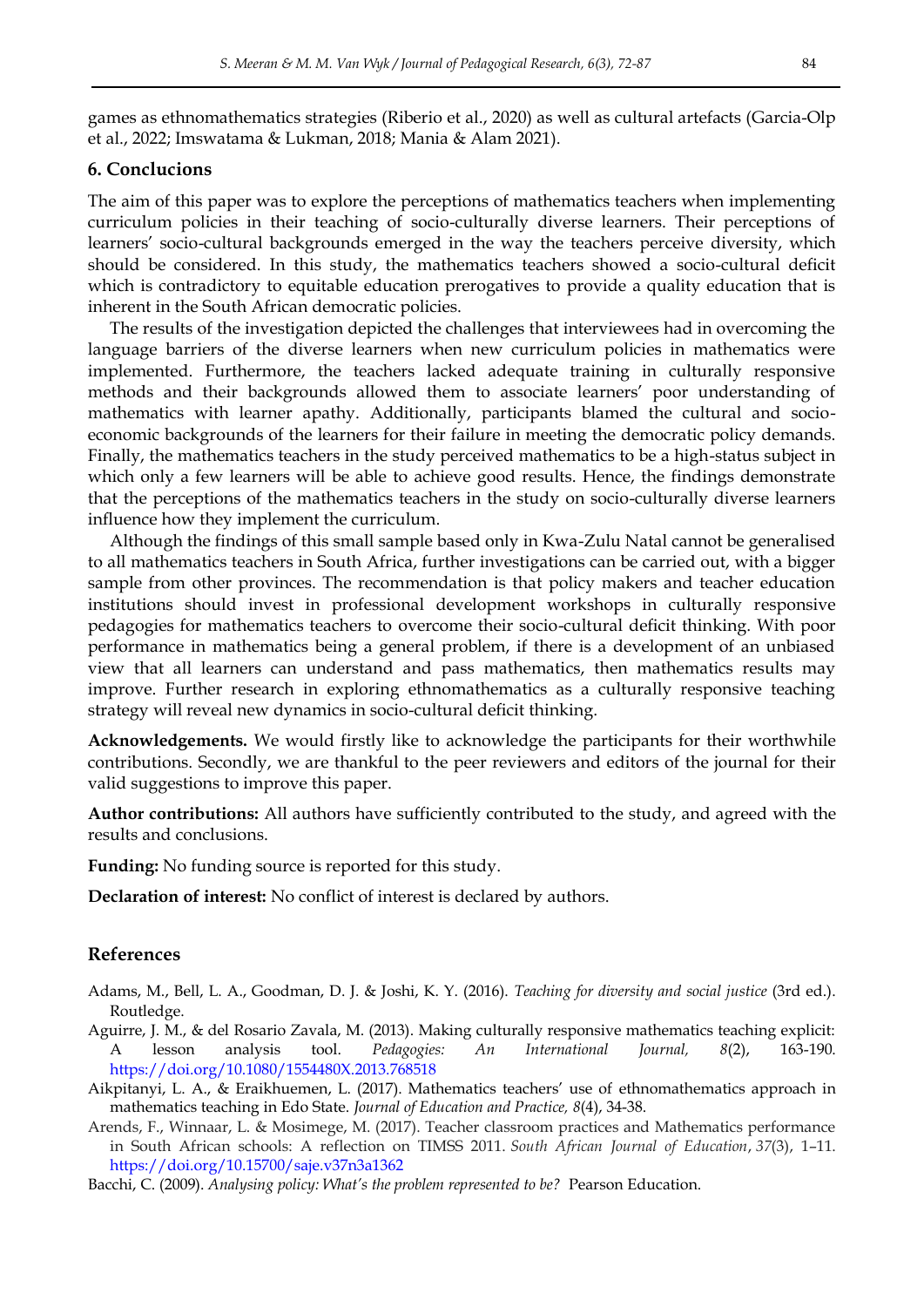games as ethnomathematics strategies (Riberio et al., 2020) as well as cultural artefacts (Garcia-Olp et al., 2022; Imswatama & Lukman, 2018; Mania & Alam 2021).

## 6. Conclucions

The aim of this paper was to explore the perceptions of mathematics teachers when implementing curriculum policies in their teaching of socio-culturally diverse learners. Their perceptions of learners' socio-cultural backgrounds emerged in the way the teachers perceive diversity, which should be considered. In this study, the mathematics teachers showed a socio-cultural deficit which is contradictory to equitable education prerogatives to provide a quality education that is inherent in the South African democratic policies.

The results of the investigation depicted the challenges that interviewees had in overcoming the language barriers of the diverse learners when new curriculum policies in mathematics were implemented. Furthermore, the teachers lacked adequate training in culturally responsive methods and their backgrounds allowed them to associate learners' poor understanding of mathematics with learner apathy. Additionally, participants blamed the cultural and socio-economic backgrounds of the learners for their failure in meeting the democratic policy demands. Finally, the mathematics teachers in the study perceived mathematics to be a high-status subject in which only a few learners will be able to achieve good results. Hence, the findings demonstrate that the perceptions of the mathematics teachers in the study on socio-culturally diverse learners influence how they implement the curriculum.

Although the findings of this small sample based only in Kwa-Zulu Natal cannot be generalised to all mathematics teachers in South Africa, further investigations can be carried out, with a bigger sample from other provinces. The recommendation is that policy makers and teacher education institutions should invest in professional development workshops in culturally responsive pedagogies for mathematics teachers to overcome their socio-cultural deficit thinking. With poor performance in mathematics being a general problem, if there is a development of an unbiased view that all learners can understand and pass mathematics, then mathematics results may improve. Further research in exploring ethnomathematics as a culturally responsive teaching strategy will reveal new dynamics in socio-cultural deficit thinking.

**Acknowledgements.** We would firstly like to acknowledge the participants for their worthwhile contributions. Secondly, we are thankful to the peer reviewers and editors of the journal for their valid suggestions to improve this paper.

**Author contributions:** All authors have sufficiently contributed to the study, and agreed with the results and conclusions.

**Funding:** No funding source is reported for this study.

**Declaration of interest:** No conflict of interest is declared by authors.

## References

Adams, M., Bell, L. A., Goodman, D. J. & Joshi, K. Y. (2016). *Teaching for diversity and social justice* (3rd ed.). Routledge.

Aguirre, J. M., & del Rosario Zavala, M. (2013). Making culturally responsive mathematics teaching explicit: A lesson analysis tool. *Pedagogies: An International Journal, 8*(2), 163-190. https://doi.org/10.1080/1554480X.2013.768518

Aikpitanyi, L. A., & Eraikhuemen, L. (2017). Mathematics teachers' use of ethnomathematics approach in mathematics teaching in Edo State. *Journal of Education and Practice, 8*(4), 34-38.

Arends, F., Winnaar, L. & Mosimege, M. (2017). Teacher classroom practices and Mathematics performance in South African schools: A reflection on TIMSS 2011. *South African Journal of Education*, *37*(3), 1–11. https://doi.org/10.15700/saje.v37n3a1362

Bacchi, C. (2009). *Analysing policy: What's the problem represented to be?* Pearson Education.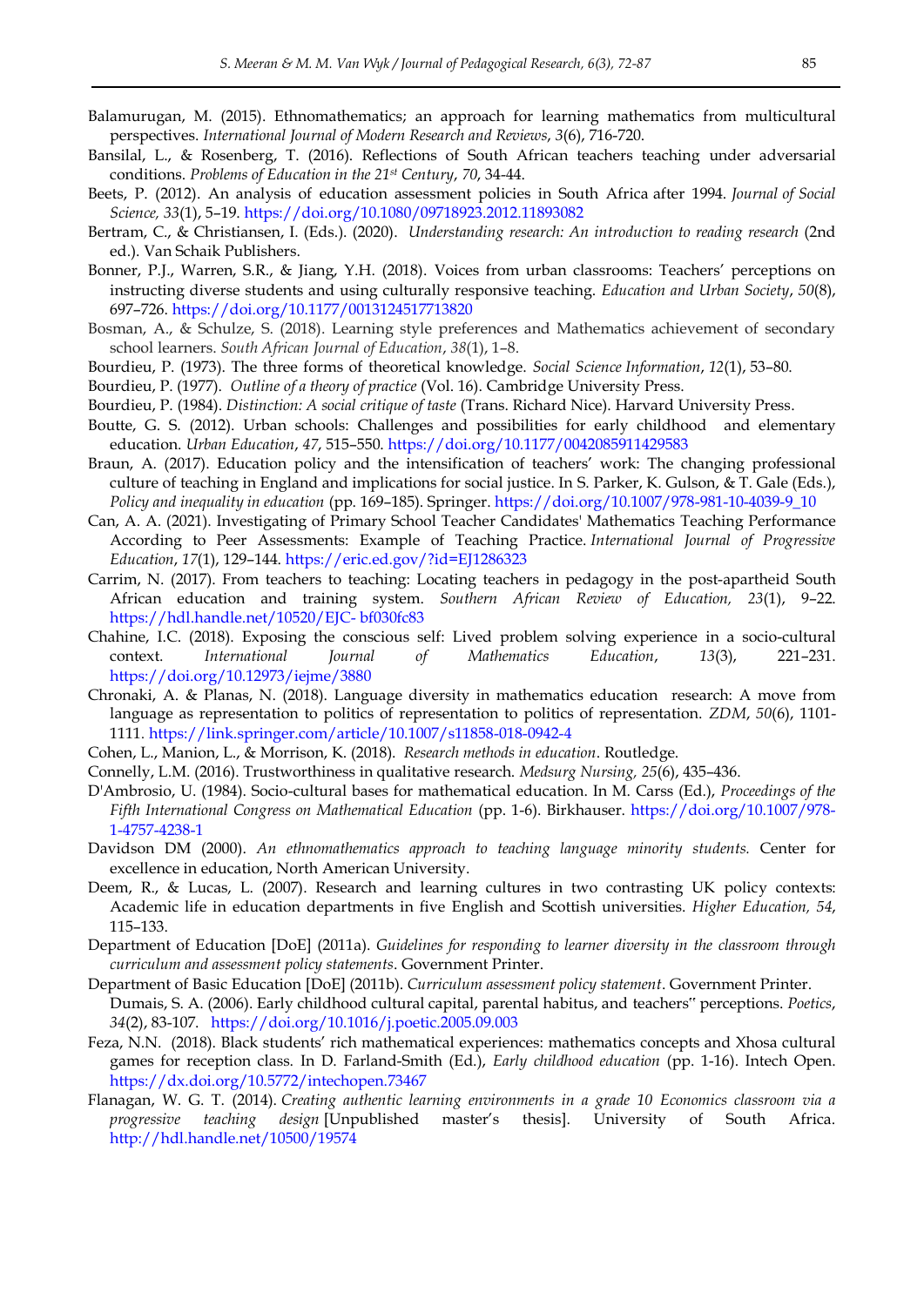Balamurugan, M. (2015). Ethnomathematics; an approach for learning mathematics from multicultural perspectives. *International Journal of Modern Research and Reviews*, *3*(6), 716-720.

Bansilal, L., & Rosenberg, T. (2016). Reflections of South African teachers teaching under adversarial conditions. *Problems of Education in the 21st Century*, *70*, 34-44.

Beets, P. (2012). An analysis of education assessment policies in South Africa after 1994. *Journal of Social Science, 33*(1), 5–19. https://doi.org/10.1080/09718923.2012.11893082

Bertram, C., & Christiansen, I. (Eds.). (2020). *Understanding research: An introduction to reading research* (2nd ed.). Van Schaik Publishers.

Bonner, P.J., Warren, S.R., & Jiang, Y.H. (2018). Voices from urban classrooms: Teachers' perceptions on instructing diverse students and using culturally responsive teaching. *Education and Urban Society*, *50*(8), 697–726. https://doi.org/10.1177/0013124517713820

Bosman, A., & Schulze, S. (2018). Learning style preferences and Mathematics achievement of secondary school learners. *South African Journal of Education*, *38*(1), 1–8.

Bourdieu, P. (1973). The three forms of theoretical knowledge. *Social Science Information*, *12*(1), 53–80.

Bourdieu, P. (1977). *Outline of a theory of practice* (Vol. 16). Cambridge University Press.

Bourdieu, P. (1984). *Distinction: A social critique of taste* (Trans. Richard Nice). Harvard University Press.

Boutte, G. S. (2012). Urban schools: Challenges and possibilities for early childhood and elementary education. *Urban Education*, *47*, 515–550. https://doi.org/10.1177/0042085911429583

Braun, A. (2017). Education policy and the intensification of teachers' work: The changing professional culture of teaching in England and implications for social justice. In S. Parker, K. Gulson, & T. Gale (Eds.), *Policy and inequality in education* (pp. 169–185). Springer. https://doi.org/10.1007/978-981-10-4039-9_10

Can, A. A. (2021). Investigating of Primary School Teacher Candidates' Mathematics Teaching Performance According to Peer Assessments: Example of Teaching Practice. *International Journal of Progressive Education*, *17*(1), 129–144. https://eric.ed.gov/?id=EJ1286323

Carrim, N. (2017). From teachers to teaching: Locating teachers in pedagogy in the post-apartheid South African education and training system. *Southern African Review of Education, 23*(1), 9–22. https://hdl.handle.net/10520/EJC- bf030fc83

Chahine, I.C. (2018). Exposing the conscious self: Lived problem solving experience in a socio-cultural context. *International Journal of Mathematics Education*, *13*(3), 221–231. https://doi.org/10.12973/iejme/3880

Chronaki, A. & Planas, N. (2018). Language diversity in mathematics education research: A move from language as representation to politics of representation to politics of representation. *ZDM*, *50*(6), 1101-1111. https://link.springer.com/article/10.1007/s11858-018-0942-4

Cohen, L., Manion, L., & Morrison, K. (2018). *Research methods in education*. Routledge.

Connelly, L.M. (2016). Trustworthiness in qualitative research. *Medsurg Nursing, 25*(6), 435–436.

D'Ambrosio, U. (1984). Socio-cultural bases for mathematical education. In M. Carss (Ed.), *Proceedings of the Fifth International Congress on Mathematical Education* (pp. 1-6). Birkhauser. https://doi.org/10.1007/978-1-4757-4238-1

Davidson DM (2000). *An ethnomathematics approach to teaching language minority students.* Center for excellence in education, North American University.

Deem, R., & Lucas, L. (2007). Research and learning cultures in two contrasting UK policy contexts: Academic life in education departments in five English and Scottish universities. *Higher Education, 54*, 115–133.

Department of Education [DoE] (2011a). *Guidelines for responding to learner diversity in the classroom through curriculum and assessment policy statements*. Government Printer.

Department of Basic Education [DoE] (2011b). *Curriculum assessment policy statement*. Government Printer.

Dumais, S. A. (2006). Early childhood cultural capital, parental habitus, and teachers'' perceptions. *Poetics*, *34*(2), 83-107. https://doi.org/10.1016/j.poetic.2005.09.003

Feza, N.N. (2018). Black students' rich mathematical experiences: mathematics concepts and Xhosa cultural games for reception class. In D. Farland-Smith (Ed.), *Early childhood education* (pp. 1-16). Intech Open. https://dx.doi.org/10.5772/intechopen.73467

Flanagan, W. G. T. (2014). *Creating authentic learning environments in a grade 10 Economics classroom via a progressive teaching design* [Unpublished master's thesis]. University of South Africa. http://hdl.handle.net/10500/19574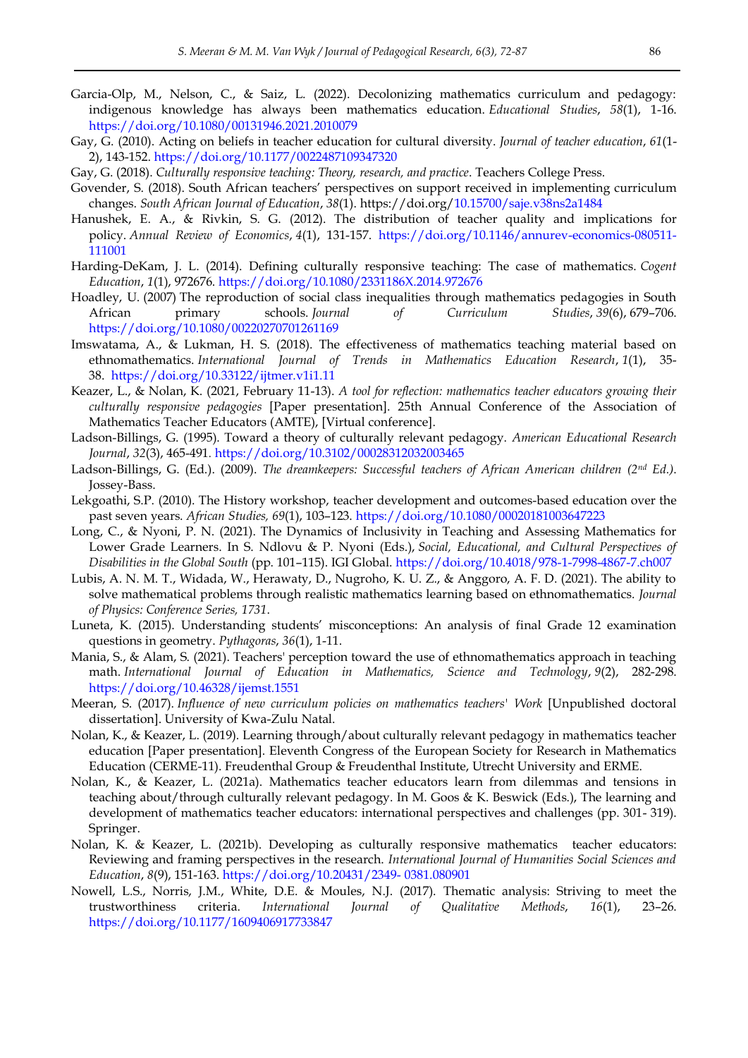Garcia-Olp, M., Nelson, C., & Saiz, L. (2022). Decolonizing mathematics curriculum and pedagogy: indigenous knowledge has always been mathematics education. *Educational Studies*, *58*(1), 1-16. https://doi.org/10.1080/00131946.2021.2010079

Gay, G. (2010). Acting on beliefs in teacher education for cultural diversity. *Journal of teacher education*, *61*(1-2), 143-152. https://doi.org/10.1177/0022487109347320

Gay, G. (2018). *Culturally responsive teaching: Theory, research, and practice*. Teachers College Press.

Govender, S. (2018). South African teachers' perspectives on support received in implementing curriculum changes. *South African Journal of Education*, *38*(1). https://doi.org/10.15700/saje.v38ns2a1484

Hanushek, E. A., & Rivkin, S. G. (2012). The distribution of teacher quality and implications for policy. *Annual Review of Economics*, *4*(1), 131-157. https://doi.org/10.1146/annurev-economics-080511-111001

Harding-DeKam, J. L. (2014). Defining culturally responsive teaching: The case of mathematics. *Cogent Education*, *1*(1), 972676. https://doi.org/10.1080/2331186X.2014.972676

Hoadley, U. (2007) The reproduction of social class inequalities through mathematics pedagogies in South African primary schools. *Journal of Curriculum Studies*, *39*(6), 679–706. https://doi.org/10.1080/00220270701261169

Imswatama, A., & Lukman, H. S. (2018). The effectiveness of mathematics teaching material based on ethnomathematics. *International Journal of Trends in Mathematics Education Research*, *1*(1), 35-38. https://doi.org/10.33122/ijtmer.v1i1.11

Keazer, L., & Nolan, K. (2021, February 11-13). *A tool for reflection: mathematics teacher educators growing their culturally responsive pedagogies* [Paper presentation]. 25th Annual Conference of the Association of Mathematics Teacher Educators (AMTE), [Virtual conference].

Ladson-Billings, G. (1995). Toward a theory of culturally relevant pedagogy. *American Educational Research Journal*, *32*(3), 465-491. https://doi.org/10.3102/00028312032003465

Ladson-Billings, G. (Ed.). (2009). *The dreamkeepers: Successful teachers of African American children (2nd Ed.)*. Jossey-Bass.

Lekgoathi, S.P. (2010). The History workshop, teacher development and outcomes-based education over the past seven years. *African Studies, 69*(1), 103–123. https://doi.org/10.1080/00020181003647223

Long, C., & Nyoni, P. N. (2021). The Dynamics of Inclusivity in Teaching and Assessing Mathematics for Lower Grade Learners. In S. Ndlovu & P. Nyoni (Eds.), *Social, Educational, and Cultural Perspectives of Disabilities in the Global South* (pp. 101–115). IGI Global. https://doi.org/10.4018/978-1-7998-4867-7.ch007

Lubis, A. N. M. T., Widada, W., Herawaty, D., Nugroho, K. U. Z., & Anggoro, A. F. D. (2021). The ability to solve mathematical problems through realistic mathematics learning based on ethnomathematics. *Journal of Physics: Conference Series, 1731*.

Luneta, K. (2015). Understanding students' misconceptions: An analysis of final Grade 12 examination questions in geometry. *Pythagoras*, *36*(1), 1-11.

Mania, S., & Alam, S. (2021). Teachers' perception toward the use of ethnomathematics approach in teaching math. *International Journal of Education in Mathematics, Science and Technology*, *9*(2), 282-298. https://doi.org/10.46328/ijemst.1551

Meeran, S. (2017). *Influence of new curriculum policies on mathematics teachers' Work* [Unpublished doctoral dissertation]. University of Kwa-Zulu Natal.

Nolan, K., & Keazer, L. (2019). Learning through/about culturally relevant pedagogy in mathematics teacher education [Paper presentation]. Eleventh Congress of the European Society for Research in Mathematics Education (CERME-11). Freudenthal Group & Freudenthal Institute, Utrecht University and ERME.

Nolan, K., & Keazer, L. (2021a). Mathematics teacher educators learn from dilemmas and tensions in teaching about/through culturally relevant pedagogy. In M. Goos & K. Beswick (Eds.), The learning and development of mathematics teacher educators: international perspectives and challenges (pp. 301- 319). Springer.

Nolan, K. & Keazer, L. (2021b). Developing as culturally responsive mathematics teacher educators: Reviewing and framing perspectives in the research. *International Journal of Humanities Social Sciences and Education*, *8*(9), 151-163. https://doi.org/10.20431/2349- 0381.080901

Nowell, L.S., Norris, J.M., White, D.E. & Moules, N.J. (2017). Thematic analysis: Striving to meet the trustworthiness criteria. *International Journal of Qualitative Methods*, *16*(1), 23–26. https://doi.org/10.1177/1609406917733847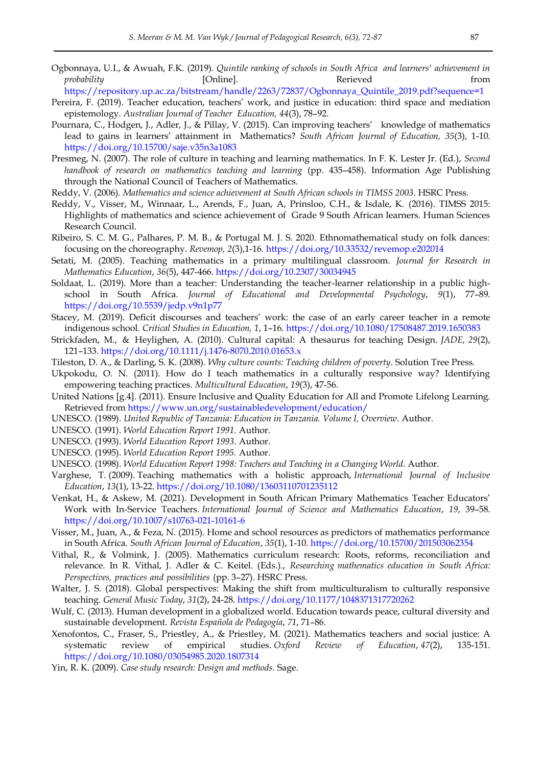Ogbonnaya, U.I., & Awuah, F.K. (2019). *Quintile ranking of schools in South Africa and learners' achievement in probability* [Online]. Rerieved from https://repository.up.ac.za/bitstream/handle/2263/72837/Ogbonnaya_Quintile_2019.pdf?sequence=1

Pereira, F. (2019). Teacher education, teachers' work, and justice in education: third space and mediation epistemology. *Australian Journal of Teacher Education, 44*(3), 78–92.

Pournara, C., Hodgen, J., Adler, J., & Pillay, V. (2015). Can improving teachers' knowledge of mathematics lead to gains in learners' attainment in Mathematics? *South African Journal of Education, 35*(3), 1-10. https://doi.org/10.15700/saje.v35n3a1083

Presmeg, N. (2007). The role of culture in teaching and learning mathematics. In F. K. Lester Jr. (Ed.), *Second handbook of research on mathematics teaching and learning* (pp. 435–458). Information Age Publishing through the National Council of Teachers of Mathematics.

Reddy, V. (2006). *Mathematics and science achievement at South African schools in TIMSS 2003*. HSRC Press.

Reddy, V., Visser, M., Winnaar, L., Arends, F., Juan, A, Prinsloo, C.H., & Isdale, K. (2016). TIMSS 2015: Highlights of mathematics and science achievement of Grade 9 South African learners. Human Sciences Research Council.

Ribeiro, S. C. M. G., Palhares, P. M. B., & Portugal M. J. S. 2020. Ethnomathematical study on folk dances: focusing on the choreography. *Revemop, 2*(3),1-16. https://doi.org/10.33532/revemop.e202014

Setati, M. (2005). Teaching mathematics in a primary multilingual classroom. *Journal for Research in Mathematics Education*, *36*(5), 447-466. https://doi.org/10.2307/30034945

Soldaat, L. (2019). More than a teacher: Understanding the teacher-learner relationship in a public high-school in South Africa. *Journal of Educational and Developmental Psychology*, *9*(1), 77–89. https://doi.org/10.5539/jedp.v9n1p77

Stacey, M. (2019). Deficit discourses and teachers' work: the case of an early career teacher in a remote indigenous school. *Critical Studies in Education, 1*, 1–16. https://doi.org/10.1080/17508487.2019.1650383

Strickfaden, M., & Heylighen, A. (2010). Cultural capital: A thesaurus for teaching Design. *JADE, 29*(2), 121–133. https://doi.org/10.1111/j.1476-8070.2010.01653.x

Tileston, D. A., & Darling, S. K. (2008). *Why culture counts: Teaching children of poverty*. Solution Tree Press.

Ukpokodu, O. N. (2011). How do I teach mathematics in a culturally responsive way? Identifying empowering teaching practices. *Multicultural Education*, *19*(3), 47-56.

United Nations [g.4]. (2011). Ensure Inclusive and Quality Education for All and Promote Lifelong Learning. Retrieved from https://www.un.org/sustainabledevelopment/education/

UNESCO. (1989). *United Republic of Tanzania: Education in Tanzania. Volume I, Overview*. Author.

UNESCO. (1991). *World Education Report 1991.* Author.

UNESCO. (1993). *World Education Report 1993.* Author.

UNESCO. (1995). *World Education Report 1995.* Author.

UNESCO. (1998). *World Education Report 1998: Teachers and Teaching in a Changing World.* Author.

Varghese, T. (2009). Teaching mathematics with a holistic approach, *International Journal of Inclusive Education*, *13*(1), 13-22. https://doi.org/10.1080/13603110701235112

Venkat, H., & Askew, M. (2021). Development in South African Primary Mathematics Teacher Educators' Work with In-Service Teachers. *International Journal of Science and Mathematics Education*, *19*, 39–58. https://doi.org/10.1007/s10763-021-10161-6

Visser, M., Juan, A., & Feza, N. (2015). Home and school resources as predictors of mathematics performance in South Africa. *South African Journal of Education*, *35*(1), 1-10. https://doi.org/10.15700/201503062354

Vithal, R., & Volmink, J. (2005). Mathematics curriculum research: Roots, reforms, reconciliation and relevance. In R. Vithal, J. Adler & C. Keitel. (Eds.)., *Researching mathematics education in South Africa: Perspectives, practices and possibilities* (pp. 3–27). HSRC Press.

Walter, J. S. (2018). Global perspectives: Making the shift from multiculturalism to culturally responsive teaching. *General Music Today*, *31*(2), 24-28. https://doi.org/10.1177/1048371317720262

Wulf, C. (2013). Human development in a globalized world. Education towards peace, cultural diversity and sustainable development. *Revista Española de Pedagogía*, *71*, 71–86.

Xenofontos, C., Fraser, S., Priestley, A., & Priestley, M. (2021). Mathematics teachers and social justice: A systematic review of empirical studies. *Oxford Review of Education*, *47*(2), 135-151. https://doi.org/10.1080/03054985.2020.1807314

Yin, R. K. (2009). *Case study research: Design and methods*. Sage.